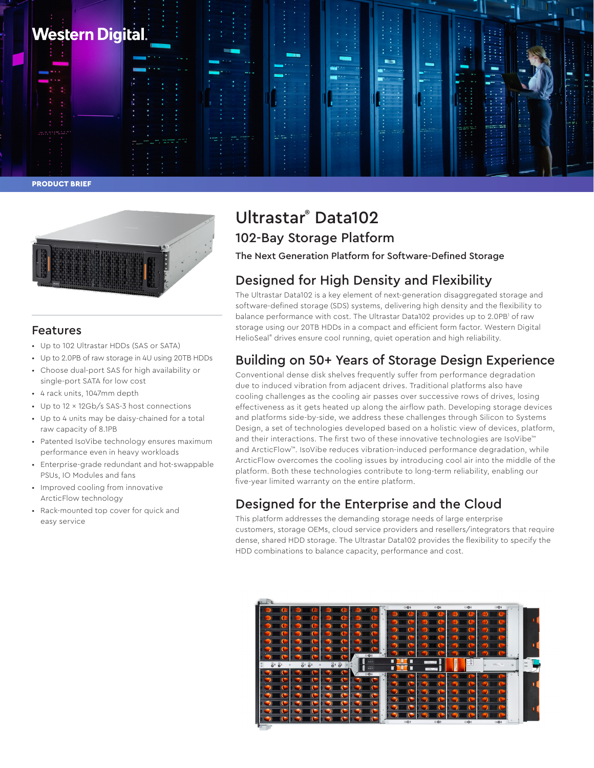Western Digital.

PRODUCT BRIEF

# Ultrastar® Data102

## 102-Bay Storage Platform

**The Next Generation Platform for Software-Defined Storage**

## Features

- Up to 102 Ultrastar HDDs (SAS or SATA)
- Up to 2.0PB of raw storage in 4U using 20TB HDDs
- Choose dual-port SAS for high availability or single-port SATA for low cost
- 4 rack units, 1047mm depth
- Up to 12 × 12Gb/s SAS-3 host connections
- Up to 4 units may be daisy-chained for a total raw capacity of 8.1PB
- Patented IsoVibe technology ensures maximum performance even in heavy workloads
- Enterprise-grade redundant and hot-swappable PSUs, IO Modules and fans
- Improved cooling from innovative ArcticFlow technology
- Rack-mounted top cover for quick and easy service

## Designed for High Density and Flexibility

The Ultrastar Data102 is a key element of next-generation disaggregated storage and software-defined storage (SDS) systems, delivering high density and the flexibility to balance performance with cost. The Ultrastar Data102 provides up to 2.0PB[1] of raw storage using our 20TB HDDs in a compact and efficient form factor. Western Digital HelioSeal® drives ensure cool running, quiet operation and high reliability.

## Building on 50+ Years of Storage Design Experience

Conventional dense disk shelves frequently suffer from performance degradation due to induced vibration from adjacent drives. Traditional platforms also have cooling challenges as the cooling air passes over successive rows of drives, losing effectiveness as it gets heated up along the airflow path. Developing storage devices and platforms side-by-side, we address these challenges through Silicon to Systems Design, a set of technologies developed based on a holistic view of devices, platform, and their interactions. The first two of these innovative technologies are IsoVibe™ and ArcticFlow™. IsoVibe reduces vibration-induced performance degradation, while ArcticFlow overcomes the cooling issues by introducing cool air into the middle of the platform. Both these technologies contribute to long-term reliability, enabling our five-year limited warranty on the entire platform.

## Designed for the Enterprise and the Cloud

This platform addresses the demanding storage needs of large enterprise customers, storage OEMs, cloud service providers and resellers/integrators that require dense, shared HDD storage. The Ultrastar Data102 provides the flexibility to specify the HDD combinations to balance capacity, performance and cost.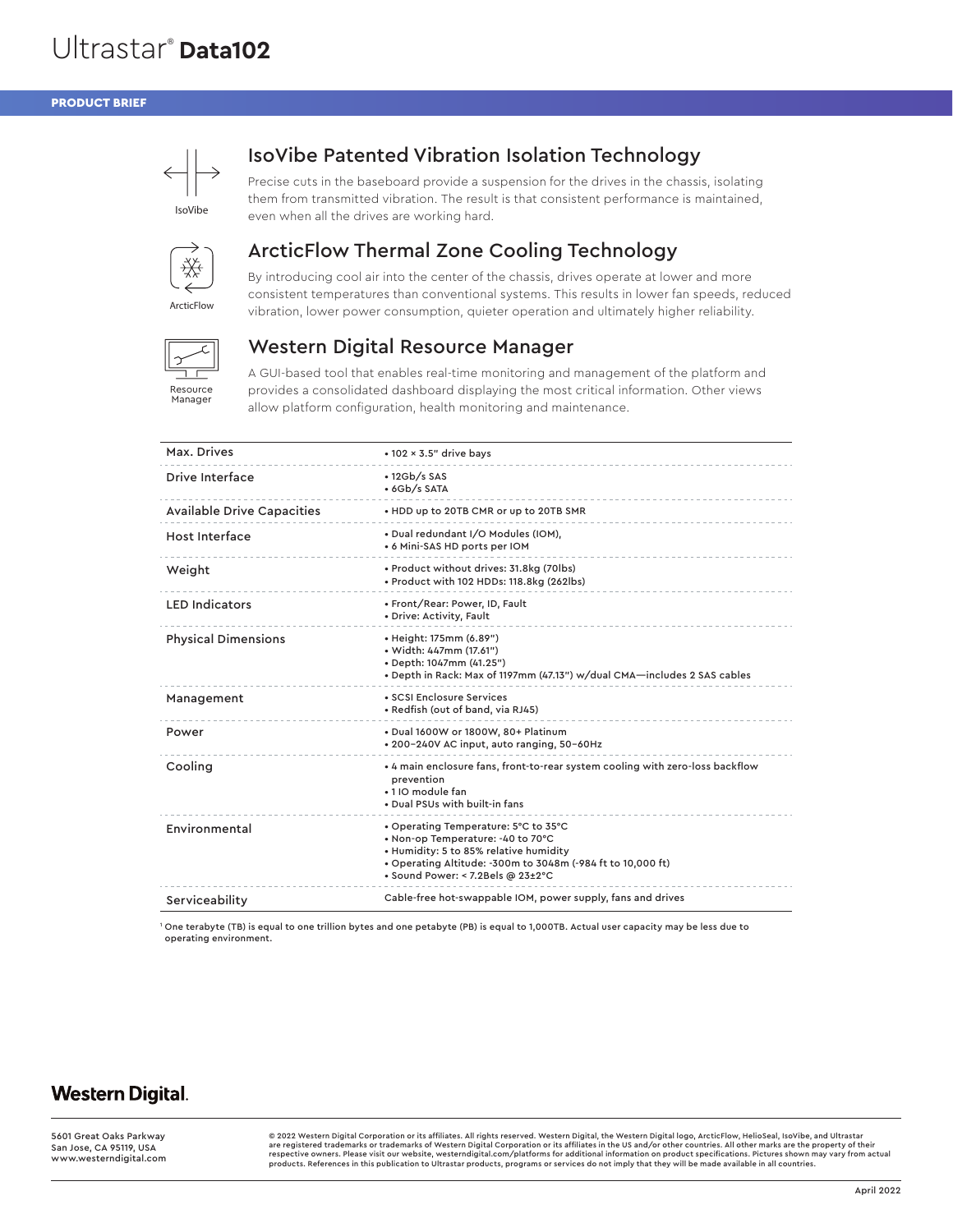# Ultrastar® Data102

**PRODUCT BRIEF**

IsoVibe

## IsoVibe Patented Vibration Isolation Technology

Precise cuts in the baseboard provide a suspension for the drives in the chassis, isolating them from transmitted vibration. The result is that consistent performance is maintained, even when all the drives are working hard.

ArcticFlow

## ArcticFlow Thermal Zone Cooling Technology

By introducing cool air into the center of the chassis, drives operate at lower and more consistent temperatures than conventional systems. This results in lower fan speeds, reduced vibration, lower power consumption, quieter operation and ultimately higher reliability.

Resource Manager

## Western Digital Resource Manager

A GUI-based tool that enables real-time monitoring and management of the platform and provides a consolidated dashboard displaying the most critical information. Other views allow platform configuration, health monitoring and maintenance.

| | |
|---|---|
| Max. Drives | • 102 × 3.5" drive bays |
| Drive Interface | • 12Gb/s SAS<br>• 6Gb/s SATA |
| Available Drive Capacities | • HDD up to 20TB CMR or up to 20TB SMR |
| Host Interface | • Dual redundant I/O Modules (IOM),<br>• 6 Mini-SAS HD ports per IOM |
| Weight | • Product without drives: 31.8kg (70lbs)<br>• Product with 102 HDDs: 118.8kg (262lbs) |
| LED Indicators | • Front/Rear: Power, ID, Fault<br>• Drive: Activity, Fault |
| Physical Dimensions | • Height: 175mm (6.89")<br>• Width: 447mm (17.61")<br>• Depth: 1047mm (41.25")<br>• Depth in Rack: Max of 1197mm (47.13") w/dual CMA—includes 2 SAS cables |
| Management | • SCSI Enclosure Services<br>• Redfish (out of band, via RJ45) |
| Power | • Dual 1600W or 1800W, 80+ Platinum<br>• 200–240V AC input, auto ranging, 50–60Hz |
| Cooling | • 4 main enclosure fans, front-to-rear system cooling with zero-loss backflow prevention<br>• 1 IO module fan<br>• Dual PSUs with built-in fans |
| Environmental | • Operating Temperature: 5°C to 35°C<br>• Non-op Temperature: -40 to 70°C<br>• Humidity: 5 to 85% relative humidity<br>• Operating Altitude: -300m to 3048m (-984 ft to 10,000 ft)<br>• Sound Power: < 7.2Bels @ 23±2°C |
| Serviceability | Cable-free hot-swappable IOM, power supply, fans and drives |

[1] One terabyte (TB) is equal to one trillion bytes and one petabyte (PB) is equal to 1,000TB. Actual user capacity may be less due to operating environment.

**Western Digital.**

5601 Great Oaks Parkway
San Jose, CA 95119, USA
www.westerndigital.com

© 2022 Western Digital Corporation or its affiliates. All rights reserved. Western Digital, the Western Digital logo, ArcticFlow, HelioSeal, IsoVibe, and Ultrastar are registered trademarks or trademarks of Western Digital Corporation or its affiliates in the US and/or other countries. All other marks are the property of their respective owners. Please visit our website, westerndigital.com/platforms for additional information on product specifications. Pictures shown may vary from actual products. References in this publication to Ultrastar products, programs or services do not imply that they will be made available in all countries.

April 2022